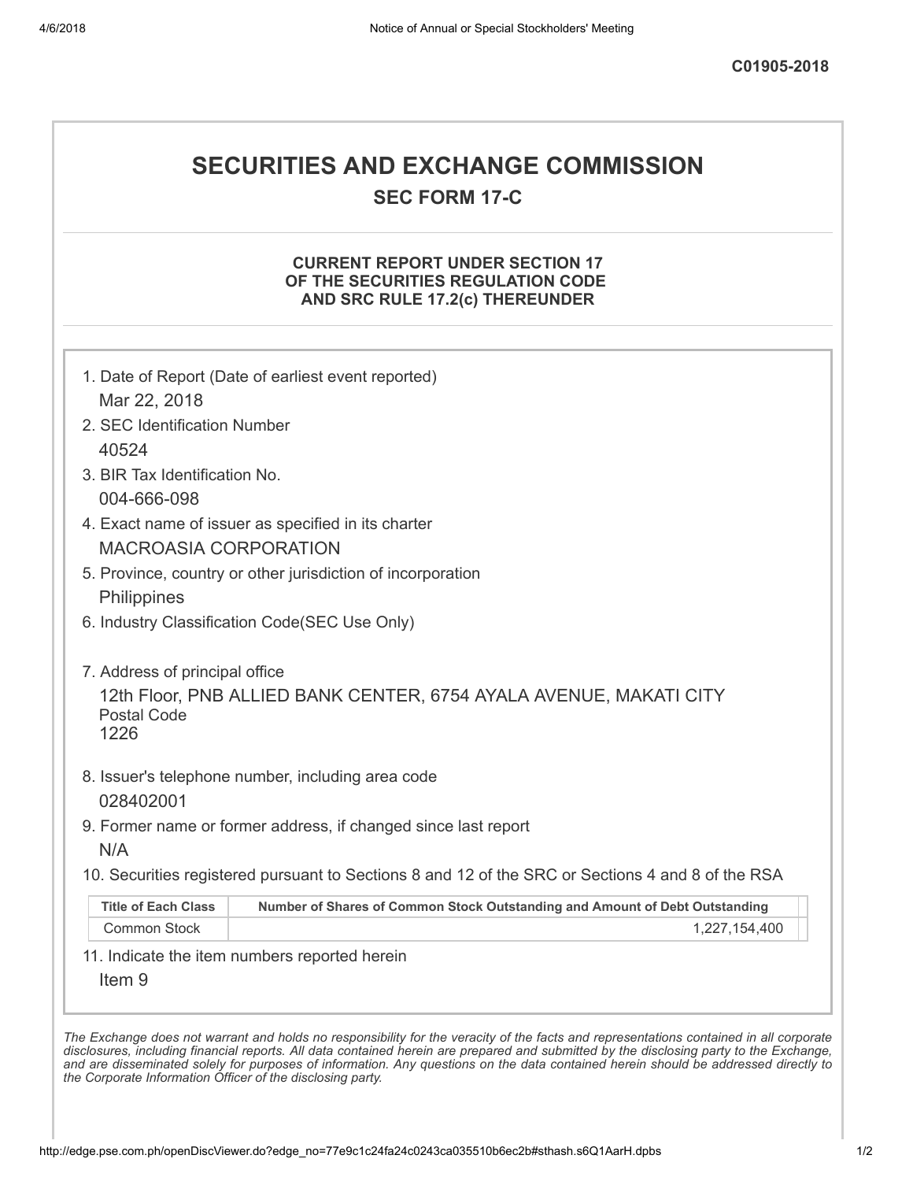C01905-2018

# SECURITIES AND EXCHANGE COMMISSION

## SEC FORM 17-C

### CURRENT REPORT UNDER SECTION 17 OF THE SECURITIES REGULATION CODE AND SRC RULE 17.2(c) THEREUNDER

1. Date of Report (Date of earliest event reported)
   Mar 22, 2018
2. SEC Identification Number
   40524
3. BIR Tax Identification No.
   004-666-098
4. Exact name of issuer as specified in its charter
   MACROASIA CORPORATION
5. Province, country or other jurisdiction of incorporation
   Philippines
6. Industry Classification Code(SEC Use Only)

7. Address of principal office
   12th Floor, PNB ALLIED BANK CENTER, 6754 AYALA AVENUE, MAKATI CITY
   Postal Code
   1226
8. Issuer's telephone number, including area code
   028402001
9. Former name or former address, if changed since last report
   N/A
10. Securities registered pursuant to Sections 8 and 12 of the SRC or Sections 4 and 8 of the RSA

| Title of Each Class | Number of Shares of Common Stock Outstanding and Amount of Debt Outstanding |
| --- | --- |
| Common Stock | 1,227,154,400 |

11. Indicate the item numbers reported herein
    Item 9

*The Exchange does not warrant and holds no responsibility for the veracity of the facts and representations contained in all corporate disclosures, including financial reports. All data contained herein are prepared and submitted by the disclosing party to the Exchange, and are disseminated solely for purposes of information. Any questions on the data contained herein should be addressed directly to the Corporate Information Officer of the disclosing party.*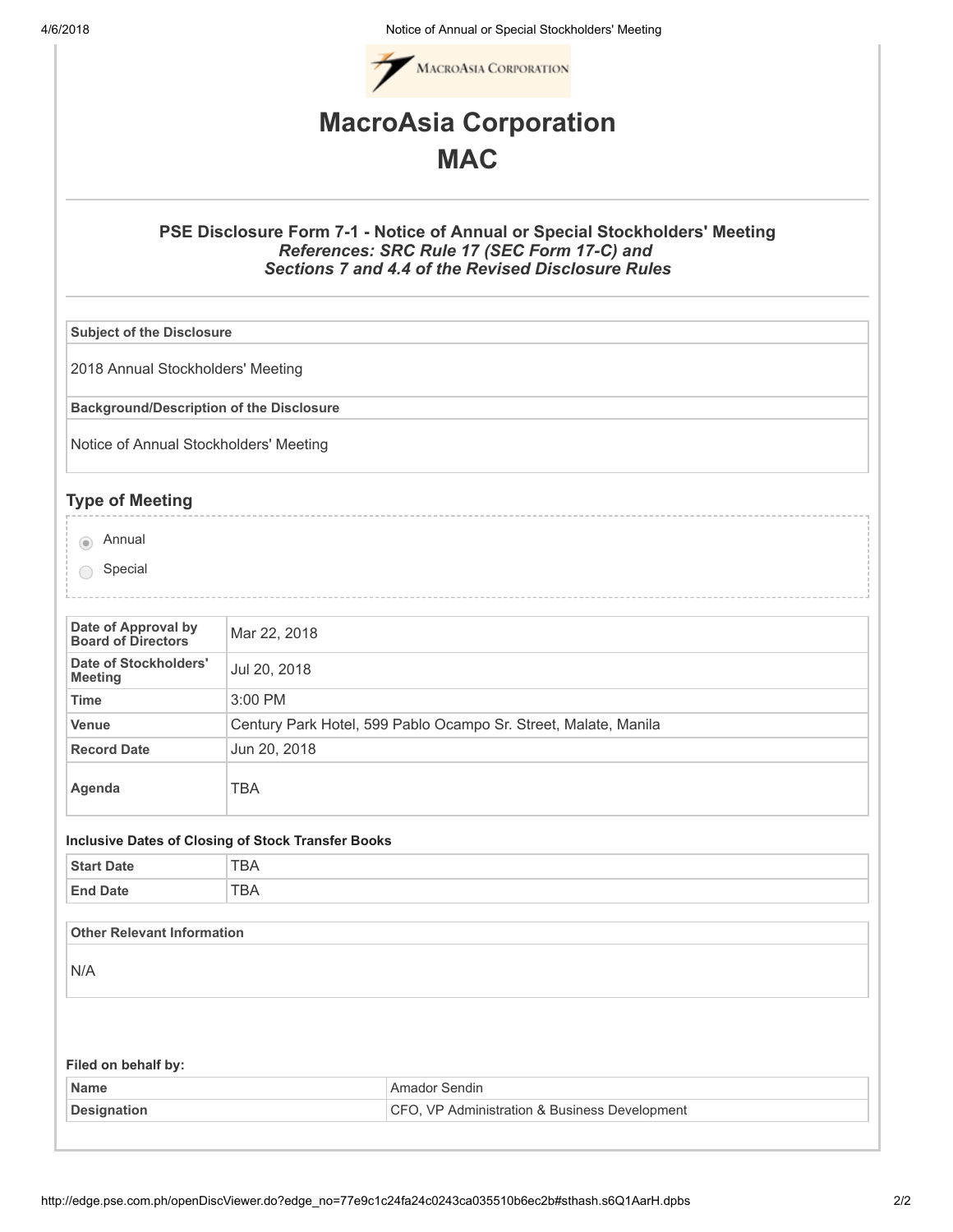# MacroAsia Corporation

# MAC

### PSE Disclosure Form 7-1 - Notice of Annual or Special Stockholders' Meeting

***References: SRC Rule 17 (SEC Form 17-C) and***
***Sections 7 and 4.4 of the Revised Disclosure Rules***

| **Subject of the Disclosure** |
| --- |
| 2018 Annual Stockholders' Meeting |
| **Background/Description of the Disclosure** |
| Notice of Annual Stockholders' Meeting |

## Type of Meeting

- (•) Annual
- ( ) Special

| | |
| --- | --- |
| **Date of Approval by Board of Directors** | Mar 22, 2018 |
| **Date of Stockholders' Meeting** | Jul 20, 2018 |
| **Time** | 3:00 PM |
| **Venue** | Century Park Hotel, 599 Pablo Ocampo Sr. Street, Malate, Manila |
| **Record Date** | Jun 20, 2018 |
| **Agenda** | TBA |

**Inclusive Dates of Closing of Stock Transfer Books**

| | |
| --- | --- |
| **Start Date** | TBA |
| **End Date** | TBA |

| **Other Relevant Information** |
| --- |
| N/A |

**Filed on behalf by:**

| | |
| --- | --- |
| **Name** | Amador Sendin |
| **Designation** | CFO, VP Administration & Business Development |